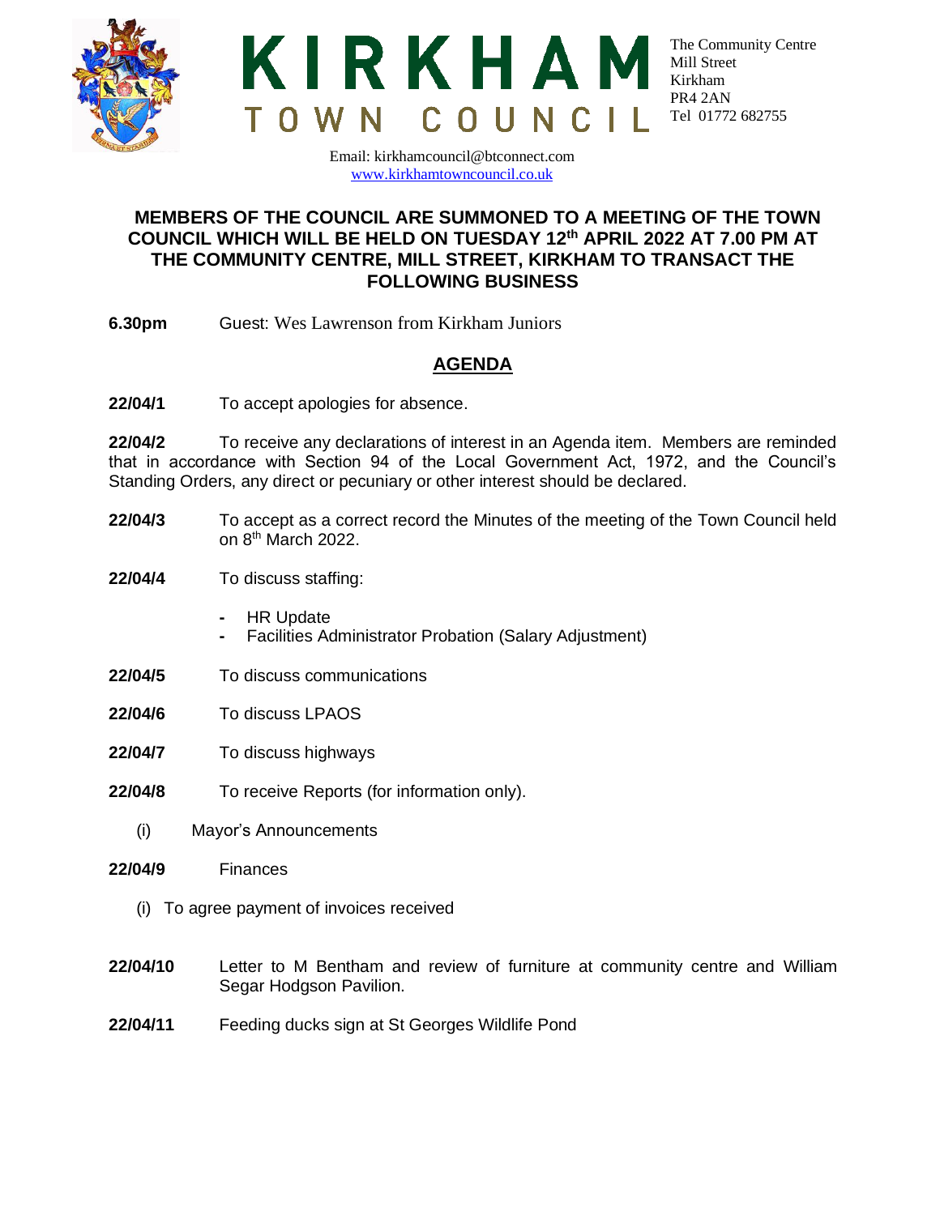# KIRKHAM TOWN COUNCIL

The Community Centre
Mill Street
Kirkham
PR4 2AN
Tel 01772 682755

Email: kirkhamcouncil@btconnect.com
www.kirkhamtowncouncil.co.uk

**MEMBERS OF THE COUNCIL ARE SUMMONED TO A MEETING OF THE TOWN COUNCIL WHICH WILL BE HELD ON TUESDAY 12th APRIL 2022 AT 7.00 PM AT THE COMMUNITY CENTRE, MILL STREET, KIRKHAM TO TRANSACT THE FOLLOWING BUSINESS**

**6.30pm** Guest: Wes Lawrenson from Kirkham Juniors

## AGENDA

**22/04/1** To accept apologies for absence.

**22/04/2** To receive any declarations of interest in an Agenda item. Members are reminded that in accordance with Section 94 of the Local Government Act, 1972, and the Council's Standing Orders, any direct or pecuniary or other interest should be declared.

**22/04/3** To accept as a correct record the Minutes of the meeting of the Town Council held on 8th March 2022.

**22/04/4** To discuss staffing:

- HR Update
- Facilities Administrator Probation (Salary Adjustment)

**22/04/5** To discuss communications

**22/04/6** To discuss LPAOS

**22/04/7** To discuss highways

**22/04/8** To receive Reports (for information only).

(i) Mayor's Announcements

**22/04/9** Finances

(i) To agree payment of invoices received

**22/04/10** Letter to M Bentham and review of furniture at community centre and William Segar Hodgson Pavilion.

**22/04/11** Feeding ducks sign at St Georges Wildlife Pond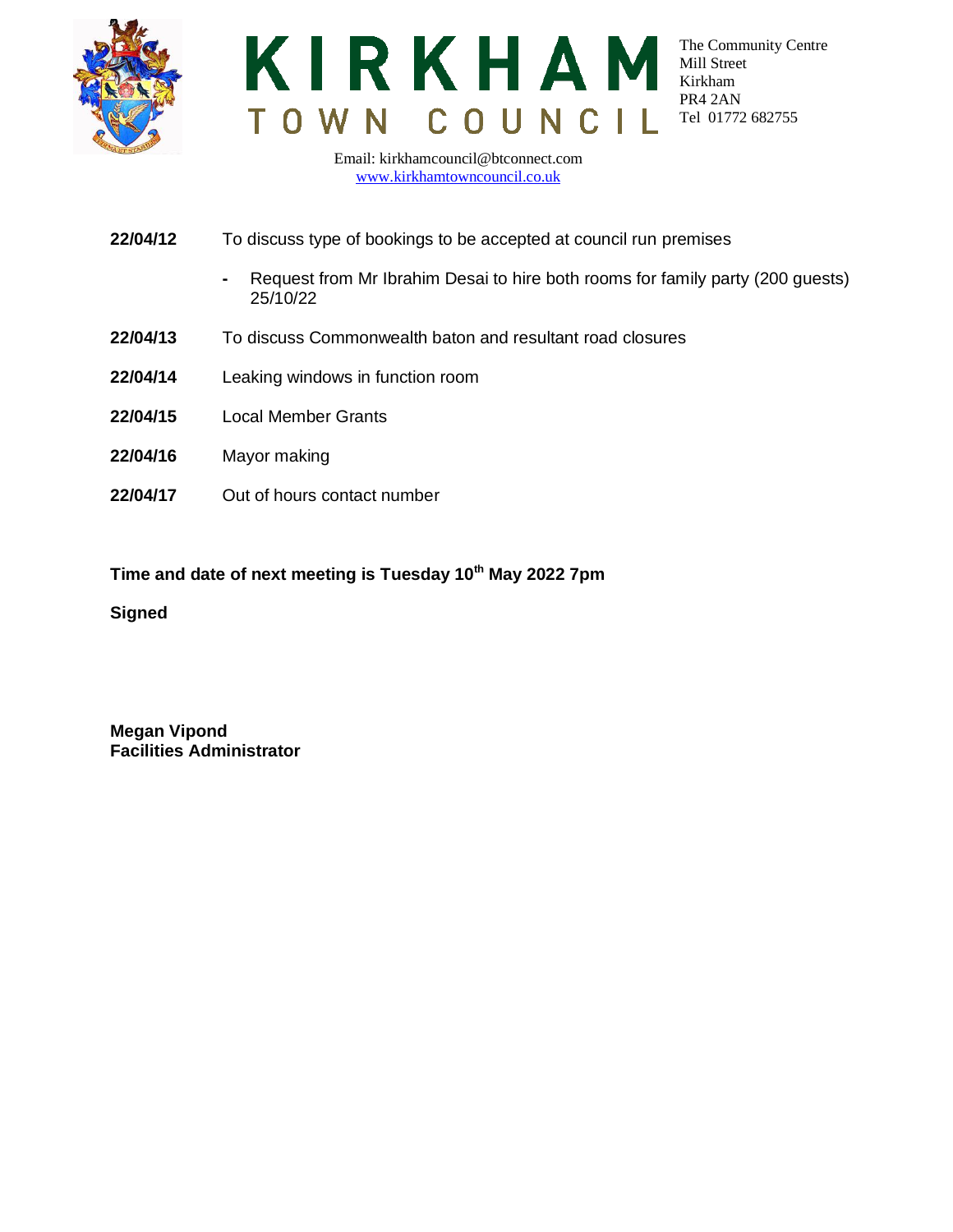# KIRKHAM
## TOWN COUNCIL

The Community Centre
Mill Street
Kirkham
PR4 2AN
Tel 01772 682755

Email: kirkhamcouncil@btconnect.com
www.kirkhamtowncouncil.co.uk

**22/04/12** To discuss type of bookings to be accepted at council run premises

- Request from Mr Ibrahim Desai to hire both rooms for family party (200 guests) 25/10/22

**22/04/13** To discuss Commonwealth baton and resultant road closures

**22/04/14** Leaking windows in function room

**22/04/15** Local Member Grants

**22/04/16** Mayor making

**22/04/17** Out of hours contact number

**Time and date of next meeting is Tuesday 10th May 2022 7pm**

**Signed**

**Megan Vipond**
**Facilities Administrator**